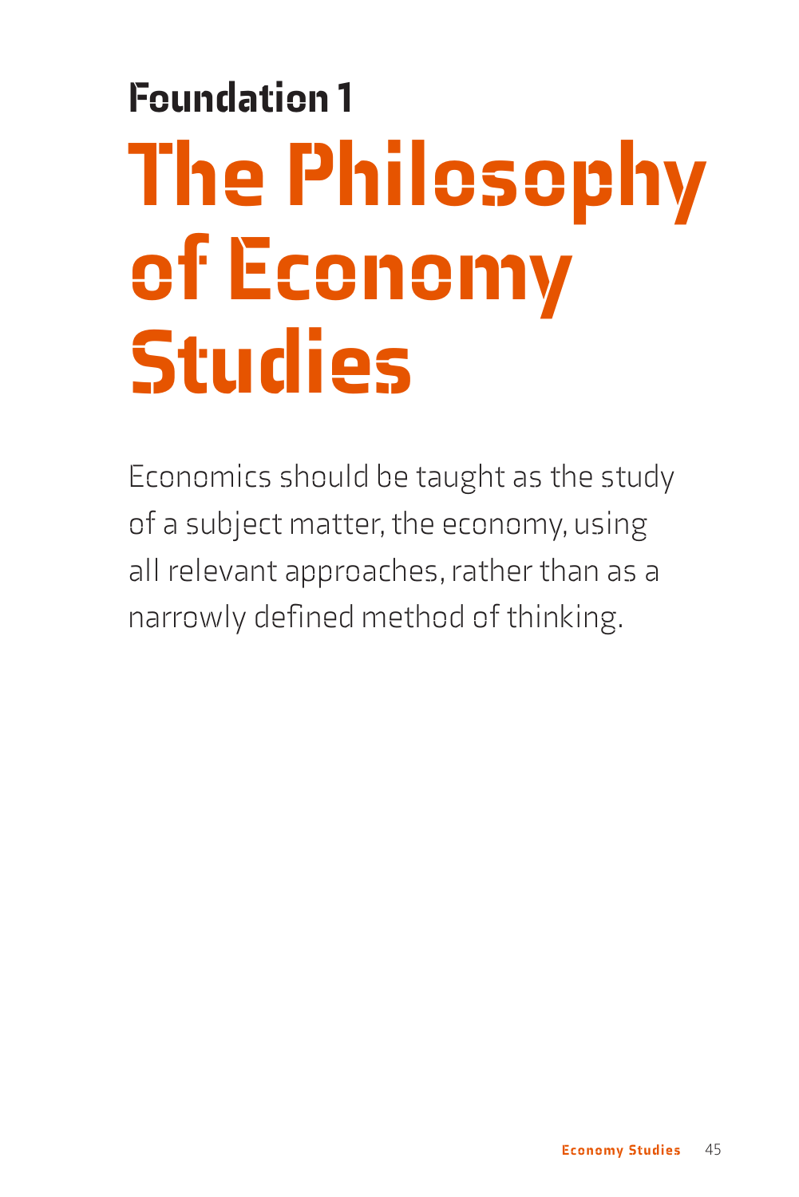## Foundation 1

# The Philosophy of Economy Studies

Economics should be taught as the study of a subject matter, the economy, using all relevant approaches, rather than as a narrowly defined method of thinking.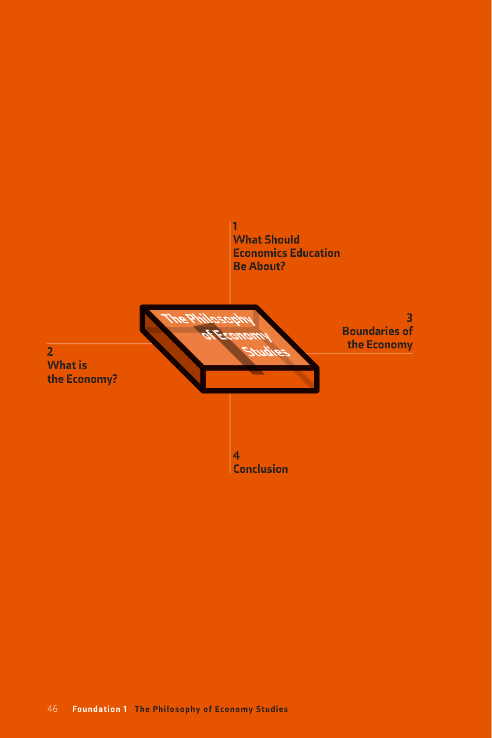1
What Should Economics Education Be About?

2
What is the Economy?

3
Boundaries of the Economy

4
Conclusion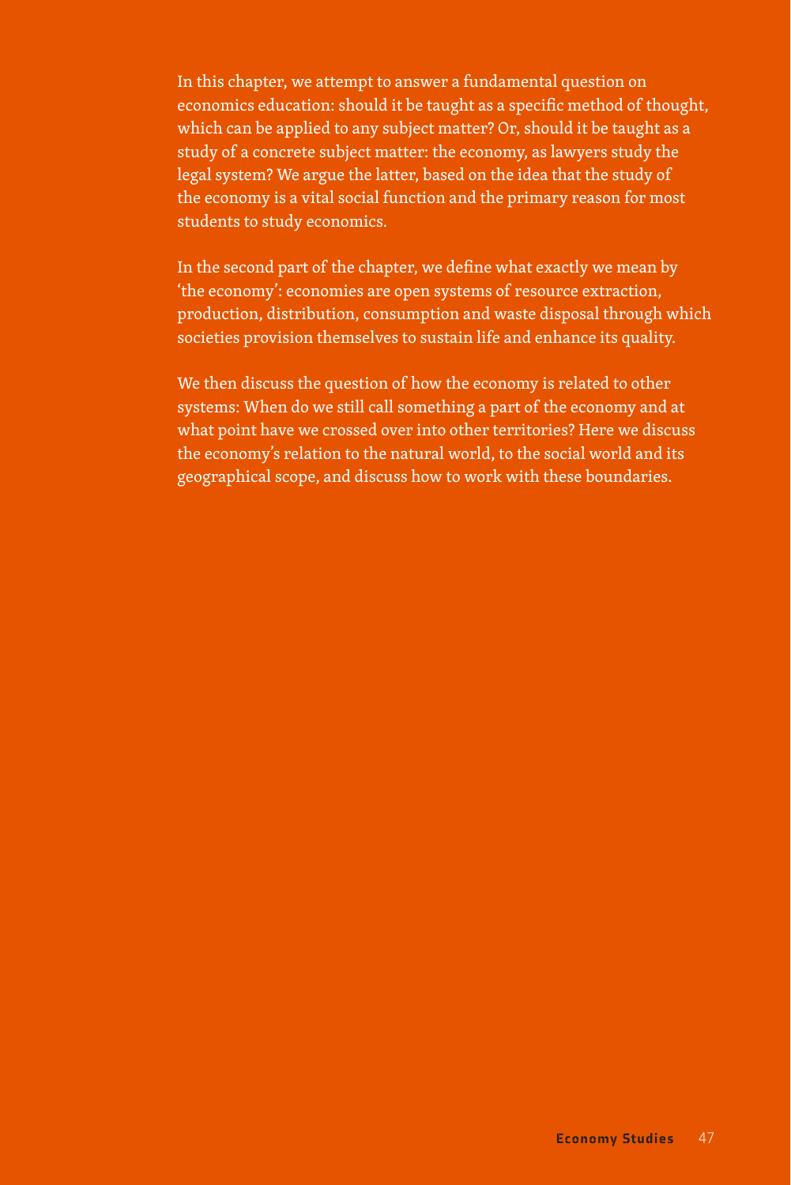In this chapter, we attempt to answer a fundamental question on economics education: should it be taught as a specific method of thought, which can be applied to any subject matter? Or, should it be taught as a study of a concrete subject matter: the economy, as lawyers study the legal system? We argue the latter, based on the idea that the study of the economy is a vital social function and the primary reason for most students to study economics.

In the second part of the chapter, we define what exactly we mean by 'the economy': economies are open systems of resource extraction, production, distribution, consumption and waste disposal through which societies provision themselves to sustain life and enhance its quality.

We then discuss the question of how the economy is related to other systems: When do we still call something a part of the economy and at what point have we crossed over into other territories? Here we discuss the economy's relation to the natural world, to the social world and its geographical scope, and discuss how to work with these boundaries.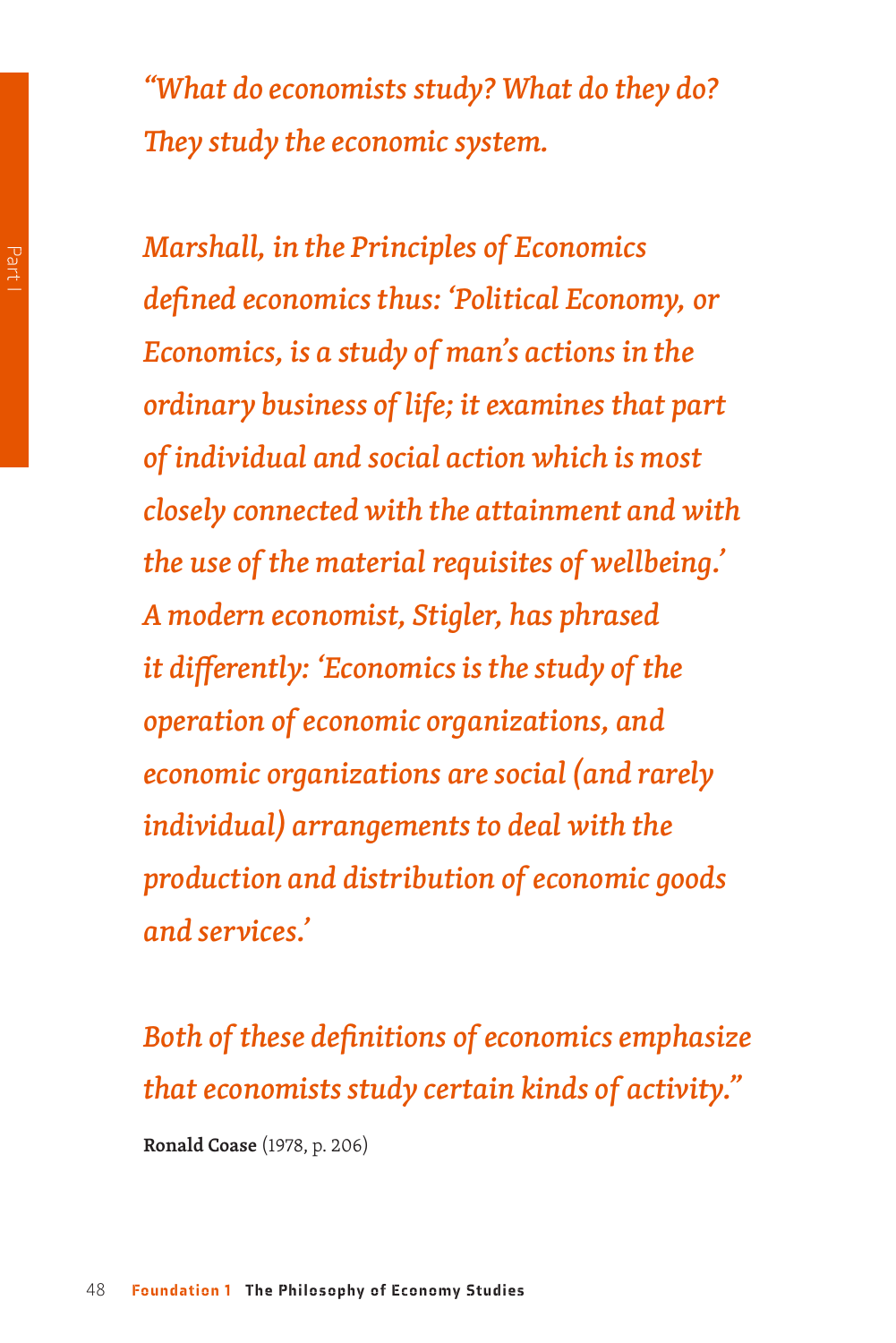*"What do economists study? What do they do? They study the economic system.*

*Marshall, in the Principles of Economics defined economics thus: 'Political Economy, or Economics, is a study of man's actions in the ordinary business of life; it examines that part of individual and social action which is most closely connected with the attainment and with the use of the material requisites of wellbeing.' A modern economist, Stigler, has phrased it differently: 'Economics is the study of the operation of economic organizations, and economic organizations are social (and rarely individual) arrangements to deal with the production and distribution of economic goods and services.'*

*Both of these definitions of economics emphasize that economists study certain kinds of activity."*

**Ronald Coase** (1978, p. 206)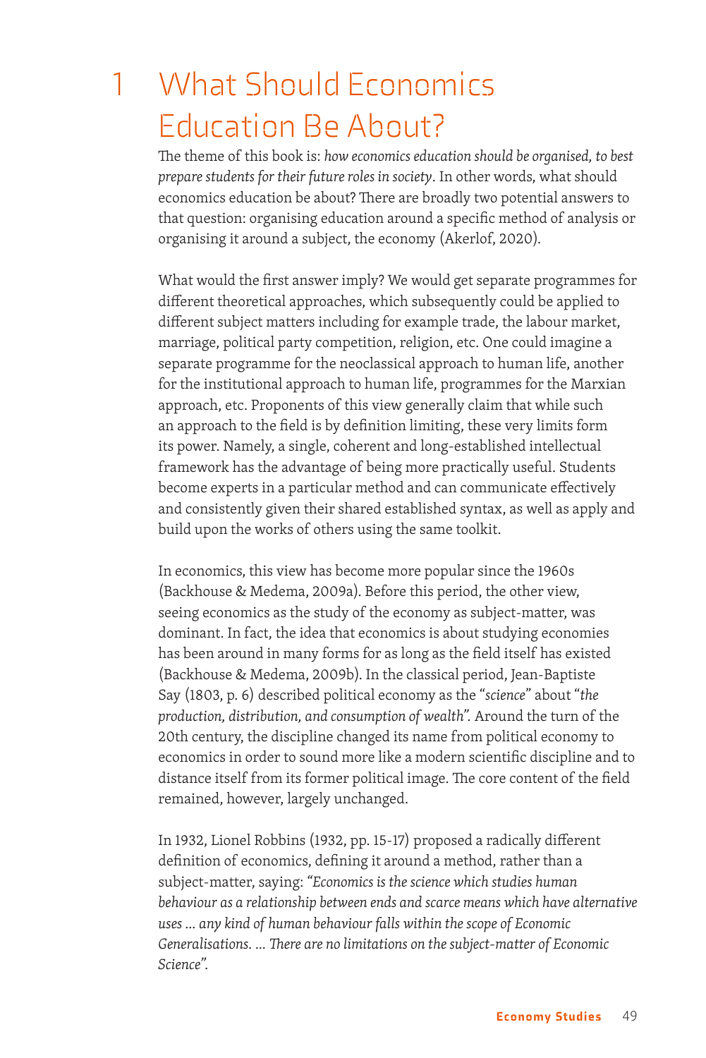# 1 What Should Economics Education Be About?

The theme of this book is: *how economics education should be organised, to best prepare students for their future roles in society*. In other words, what should economics education be about? There are broadly two potential answers to that question: organising education around a specific method of analysis or organising it around a subject, the economy (Akerlof, 2020).

What would the first answer imply? We would get separate programmes for different theoretical approaches, which subsequently could be applied to different subject matters including for example trade, the labour market, marriage, political party competition, religion, etc. One could imagine a separate programme for the neoclassical approach to human life, another for the institutional approach to human life, programmes for the Marxian approach, etc. Proponents of this view generally claim that while such an approach to the field is by definition limiting, these very limits form its power. Namely, a single, coherent and long-established intellectual framework has the advantage of being more practically useful. Students become experts in a particular method and can communicate effectively and consistently given their shared established syntax, as well as apply and build upon the works of others using the same toolkit.

In economics, this view has become more popular since the 1960s (Backhouse & Medema, 2009a). Before this period, the other view, seeing economics as the study of the economy as subject-matter, was dominant. In fact, the idea that economics is about studying economies has been around in many forms for as long as the field itself has existed (Backhouse & Medema, 2009b). In the classical period, Jean-Baptiste Say (1803, p. 6) described political economy as the "*science*" about "*the production, distribution, and consumption of wealth*". Around the turn of the 20th century, the discipline changed its name from political economy to economics in order to sound more like a modern scientific discipline and to distance itself from its former political image. The core content of the field remained, however, largely unchanged.

In 1932, Lionel Robbins (1932, pp. 15-17) proposed a radically different definition of economics, defining it around a method, rather than a subject-matter, saying: *"Economics is the science which studies human behaviour as a relationship between ends and scarce means which have alternative uses ... any kind of human behaviour falls within the scope of Economic Generalisations. ... There are no limitations on the subject-matter of Economic Science".*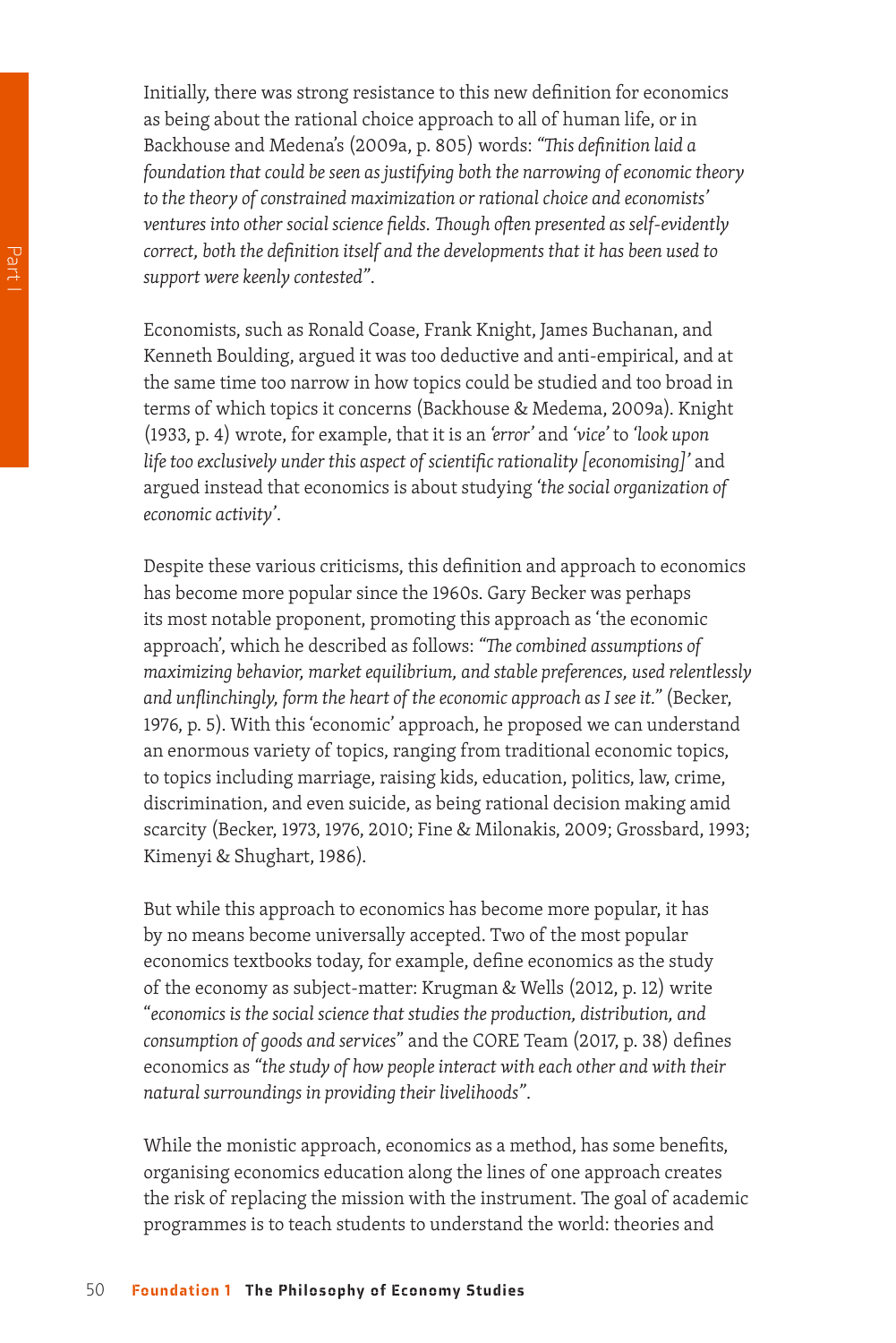Initially, there was strong resistance to this new definition for economics as being about the rational choice approach to all of human life, or in Backhouse and Medena's (2009a, p. 805) words: *"This definition laid a foundation that could be seen as justifying both the narrowing of economic theory to the theory of constrained maximization or rational choice and economists' ventures into other social science fields. Though often presented as self-evidently correct, both the definition itself and the developments that it has been used to support were keenly contested"*.

Economists, such as Ronald Coase, Frank Knight, James Buchanan, and Kenneth Boulding, argued it was too deductive and anti-empirical, and at the same time too narrow in how topics could be studied and too broad in terms of which topics it concerns (Backhouse & Medema, 2009a). Knight (1933, p. 4) wrote, for example, that it is an *'error'* and *'vice'* to *'look upon life too exclusively under this aspect of scientific rationality [economising]'* and argued instead that economics is about studying *'the social organization of economic activity'*.

Despite these various criticisms, this definition and approach to economics has become more popular since the 1960s. Gary Becker was perhaps its most notable proponent, promoting this approach as 'the economic approach', which he described as follows: *"The combined assumptions of maximizing behavior, market equilibrium, and stable preferences, used relentlessly and unflinchingly, form the heart of the economic approach as I see it."* (Becker, 1976, p. 5). With this 'economic' approach, he proposed we can understand an enormous variety of topics, ranging from traditional economic topics, to topics including marriage, raising kids, education, politics, law, crime, discrimination, and even suicide, as being rational decision making amid scarcity (Becker, 1973, 1976, 2010; Fine & Milonakis, 2009; Grossbard, 1993; Kimenyi & Shughart, 1986).

But while this approach to economics has become more popular, it has by no means become universally accepted. Two of the most popular economics textbooks today, for example, define economics as the study of the economy as subject-matter: Krugman & Wells (2012, p. 12) write "*economics is the social science that studies the production, distribution, and consumption of goods and services*" and the CORE Team (2017, p. 38) defines economics as *"the study of how people interact with each other and with their natural surroundings in providing their livelihoods"*.

While the monistic approach, economics as a method, has some benefits, organising economics education along the lines of one approach creates the risk of replacing the mission with the instrument. The goal of academic programmes is to teach students to understand the world: theories and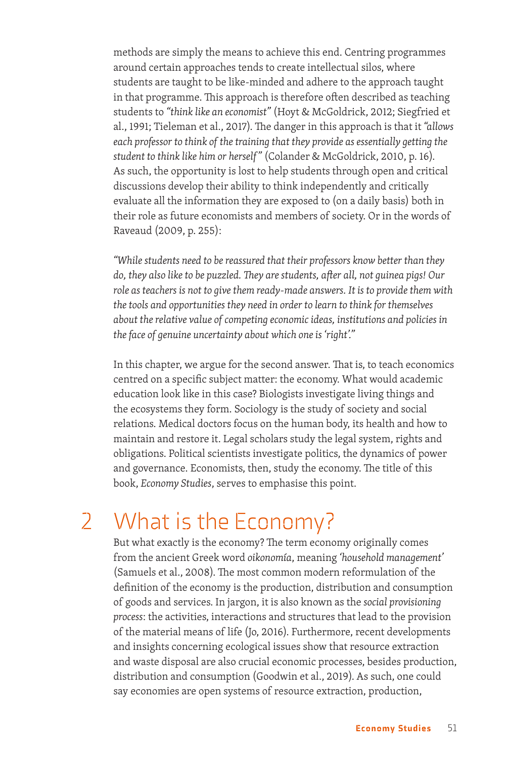methods are simply the means to achieve this end. Centring programmes around certain approaches tends to create intellectual silos, where students are taught to be like-minded and adhere to the approach taught in that programme. This approach is therefore often described as teaching students to *"think like an economist"* (Hoyt & McGoldrick, 2012; Siegfried et al., 1991; Tieleman et al., 2017). The danger in this approach is that it *"allows each professor to think of the training that they provide as essentially getting the student to think like him or herself"* (Colander & McGoldrick, 2010, p. 16). As such, the opportunity is lost to help students through open and critical discussions develop their ability to think independently and critically evaluate all the information they are exposed to (on a daily basis) both in their role as future economists and members of society. Or in the words of Raveaud (2009, p. 255):

*"While students need to be reassured that their professors know better than they do, they also like to be puzzled. They are students, after all, not guinea pigs! Our role as teachers is not to give them ready-made answers. It is to provide them with the tools and opportunities they need in order to learn to think for themselves about the relative value of competing economic ideas, institutions and policies in the face of genuine uncertainty about which one is 'right'."*

In this chapter, we argue for the second answer. That is, to teach economics centred on a specific subject matter: the economy. What would academic education look like in this case? Biologists investigate living things and the ecosystems they form. Sociology is the study of society and social relations. Medical doctors focus on the human body, its health and how to maintain and restore it. Legal scholars study the legal system, rights and obligations. Political scientists investigate politics, the dynamics of power and governance. Economists, then, study the economy. The title of this book, *Economy Studies*, serves to emphasise this point.

## 2 What is the Economy?

But what exactly is the economy? The term economy originally comes from the ancient Greek word *oikonomía*, meaning *'household management'* (Samuels et al., 2008). The most common modern reformulation of the definition of the economy is the production, distribution and consumption of goods and services. In jargon, it is also known as the *social provisioning process*: the activities, interactions and structures that lead to the provision of the material means of life (Jo, 2016). Furthermore, recent developments and insights concerning ecological issues show that resource extraction and waste disposal are also crucial economic processes, besides production, distribution and consumption (Goodwin et al., 2019). As such, one could say economies are open systems of resource extraction, production,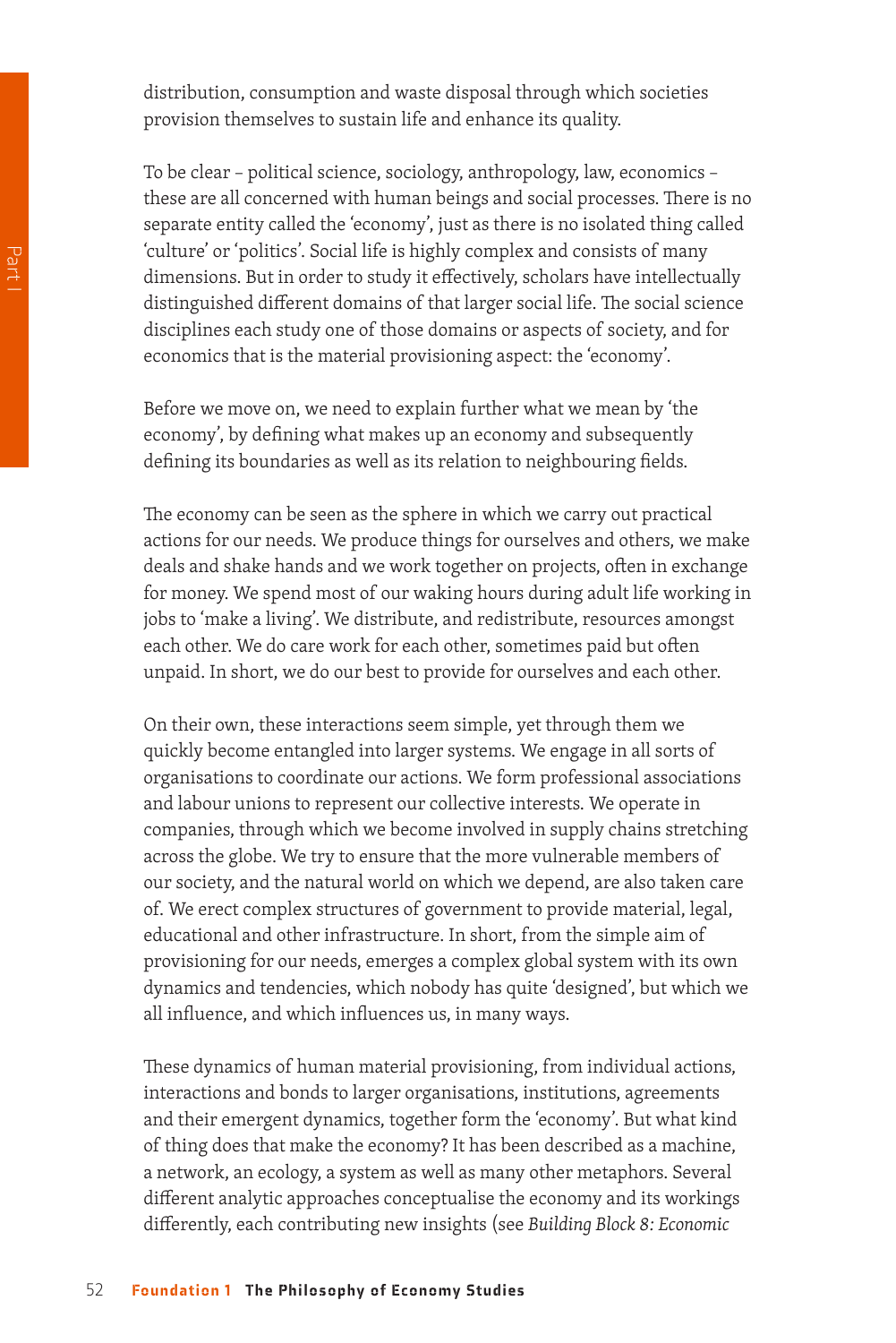distribution, consumption and waste disposal through which societies provision themselves to sustain life and enhance its quality.

To be clear – political science, sociology, anthropology, law, economics – these are all concerned with human beings and social processes. There is no separate entity called the 'economy', just as there is no isolated thing called 'culture' or 'politics'. Social life is highly complex and consists of many dimensions. But in order to study it effectively, scholars have intellectually distinguished different domains of that larger social life. The social science disciplines each study one of those domains or aspects of society, and for economics that is the material provisioning aspect: the 'economy'.

Before we move on, we need to explain further what we mean by 'the economy', by defining what makes up an economy and subsequently defining its boundaries as well as its relation to neighbouring fields.

The economy can be seen as the sphere in which we carry out practical actions for our needs. We produce things for ourselves and others, we make deals and shake hands and we work together on projects, often in exchange for money. We spend most of our waking hours during adult life working in jobs to 'make a living'. We distribute, and redistribute, resources amongst each other. We do care work for each other, sometimes paid but often unpaid. In short, we do our best to provide for ourselves and each other.

On their own, these interactions seem simple, yet through them we quickly become entangled into larger systems. We engage in all sorts of organisations to coordinate our actions. We form professional associations and labour unions to represent our collective interests. We operate in companies, through which we become involved in supply chains stretching across the globe. We try to ensure that the more vulnerable members of our society, and the natural world on which we depend, are also taken care of. We erect complex structures of government to provide material, legal, educational and other infrastructure. In short, from the simple aim of provisioning for our needs, emerges a complex global system with its own dynamics and tendencies, which nobody has quite 'designed', but which we all influence, and which influences us, in many ways.

These dynamics of human material provisioning, from individual actions, interactions and bonds to larger organisations, institutions, agreements and their emergent dynamics, together form the 'economy'. But what kind of thing does that make the economy? It has been described as a machine, a network, an ecology, a system as well as many other metaphors. Several different analytic approaches conceptualise the economy and its workings differently, each contributing new insights (see *Building Block 8: Economic*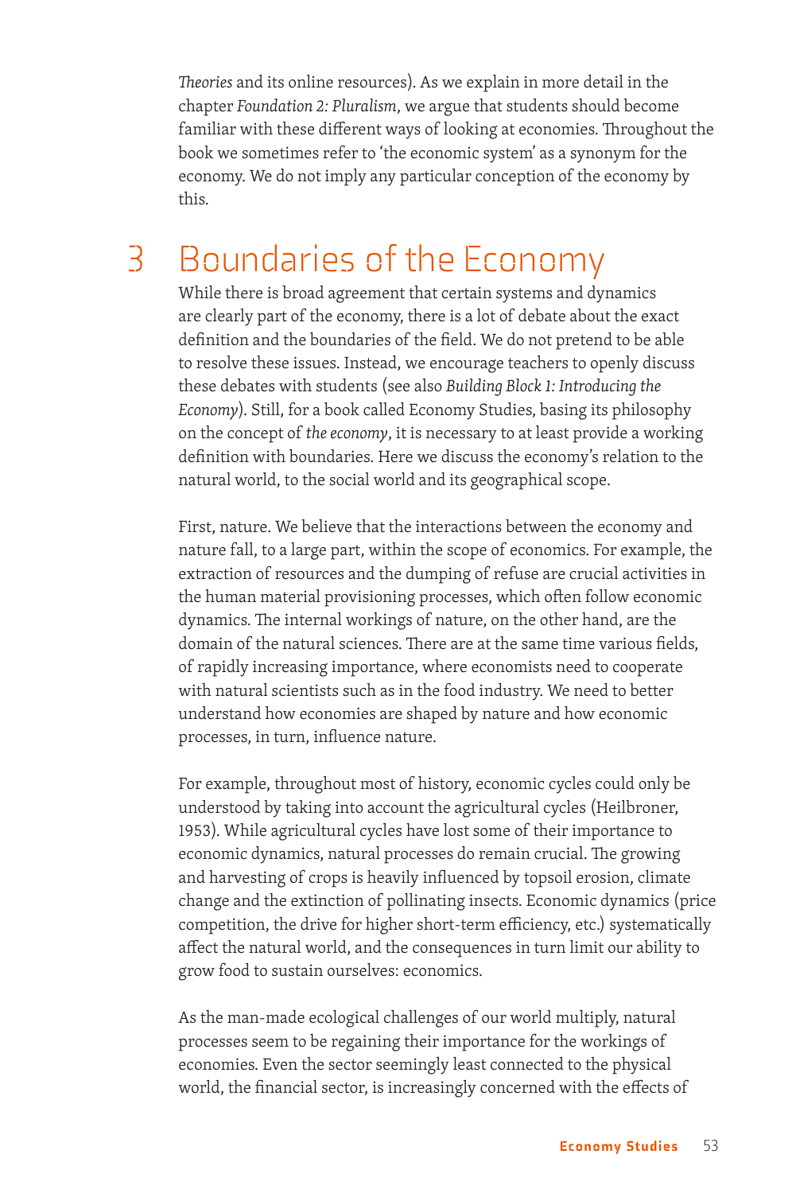*Theories* and its online resources). As we explain in more detail in the chapter *Foundation 2: Pluralism*, we argue that students should become familiar with these different ways of looking at economies. Throughout the book we sometimes refer to 'the economic system' as a synonym for the economy. We do not imply any particular conception of the economy by this.

# 3 Boundaries of the Economy

While there is broad agreement that certain systems and dynamics are clearly part of the economy, there is a lot of debate about the exact definition and the boundaries of the field. We do not pretend to be able to resolve these issues. Instead, we encourage teachers to openly discuss these debates with students (see also *Building Block 1: Introducing the Economy*). Still, for a book called Economy Studies, basing its philosophy on the concept of *the economy*, it is necessary to at least provide a working definition with boundaries. Here we discuss the economy's relation to the natural world, to the social world and its geographical scope.

First, nature. We believe that the interactions between the economy and nature fall, to a large part, within the scope of economics. For example, the extraction of resources and the dumping of refuse are crucial activities in the human material provisioning processes, which often follow economic dynamics. The internal workings of nature, on the other hand, are the domain of the natural sciences. There are at the same time various fields, of rapidly increasing importance, where economists need to cooperate with natural scientists such as in the food industry. We need to better understand how economies are shaped by nature and how economic processes, in turn, influence nature.

For example, throughout most of history, economic cycles could only be understood by taking into account the agricultural cycles (Heilbroner, 1953). While agricultural cycles have lost some of their importance to economic dynamics, natural processes do remain crucial. The growing and harvesting of crops is heavily influenced by topsoil erosion, climate change and the extinction of pollinating insects. Economic dynamics (price competition, the drive for higher short-term efficiency, etc.) systematically affect the natural world, and the consequences in turn limit our ability to grow food to sustain ourselves: economics.

As the man-made ecological challenges of our world multiply, natural processes seem to be regaining their importance for the workings of economies. Even the sector seemingly least connected to the physical world, the financial sector, is increasingly concerned with the effects of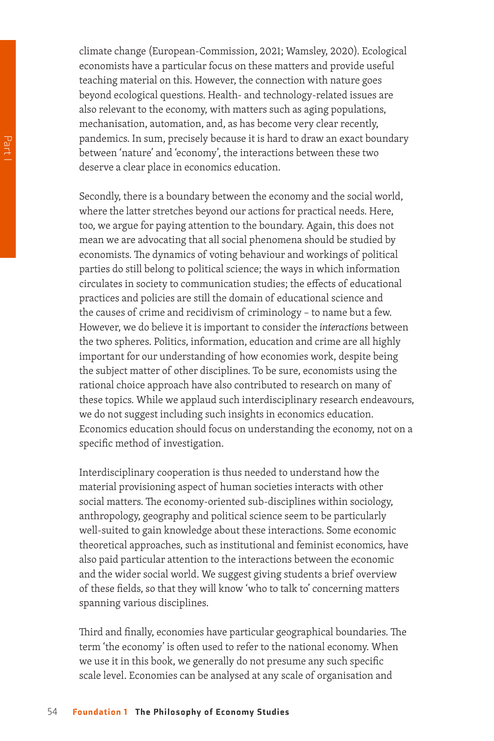climate change (European-Commission, 2021; Wamsley, 2020). Ecological economists have a particular focus on these matters and provide useful teaching material on this. However, the connection with nature goes beyond ecological questions. Health- and technology-related issues are also relevant to the economy, with matters such as aging populations, mechanisation, automation, and, as has become very clear recently, pandemics. In sum, precisely because it is hard to draw an exact boundary between 'nature' and 'economy', the interactions between these two deserve a clear place in economics education.

Secondly, there is a boundary between the economy and the social world, where the latter stretches beyond our actions for practical needs. Here, too, we argue for paying attention to the boundary. Again, this does not mean we are advocating that all social phenomena should be studied by economists. The dynamics of voting behaviour and workings of political parties do still belong to political science; the ways in which information circulates in society to communication studies; the effects of educational practices and policies are still the domain of educational science and the causes of crime and recidivism of criminology – to name but a few. However, we do believe it is important to consider the *interactions* between the two spheres. Politics, information, education and crime are all highly important for our understanding of how economies work, despite being the subject matter of other disciplines. To be sure, economists using the rational choice approach have also contributed to research on many of these topics. While we applaud such interdisciplinary research endeavours, we do not suggest including such insights in economics education. Economics education should focus on understanding the economy, not on a specific method of investigation.

Interdisciplinary cooperation is thus needed to understand how the material provisioning aspect of human societies interacts with other social matters. The economy-oriented sub-disciplines within sociology, anthropology, geography and political science seem to be particularly well-suited to gain knowledge about these interactions. Some economic theoretical approaches, such as institutional and feminist economics, have also paid particular attention to the interactions between the economic and the wider social world. We suggest giving students a brief overview of these fields, so that they will know 'who to talk to' concerning matters spanning various disciplines.

Third and finally, economies have particular geographical boundaries. The term 'the economy' is often used to refer to the national economy. When we use it in this book, we generally do not presume any such specific scale level. Economies can be analysed at any scale of organisation and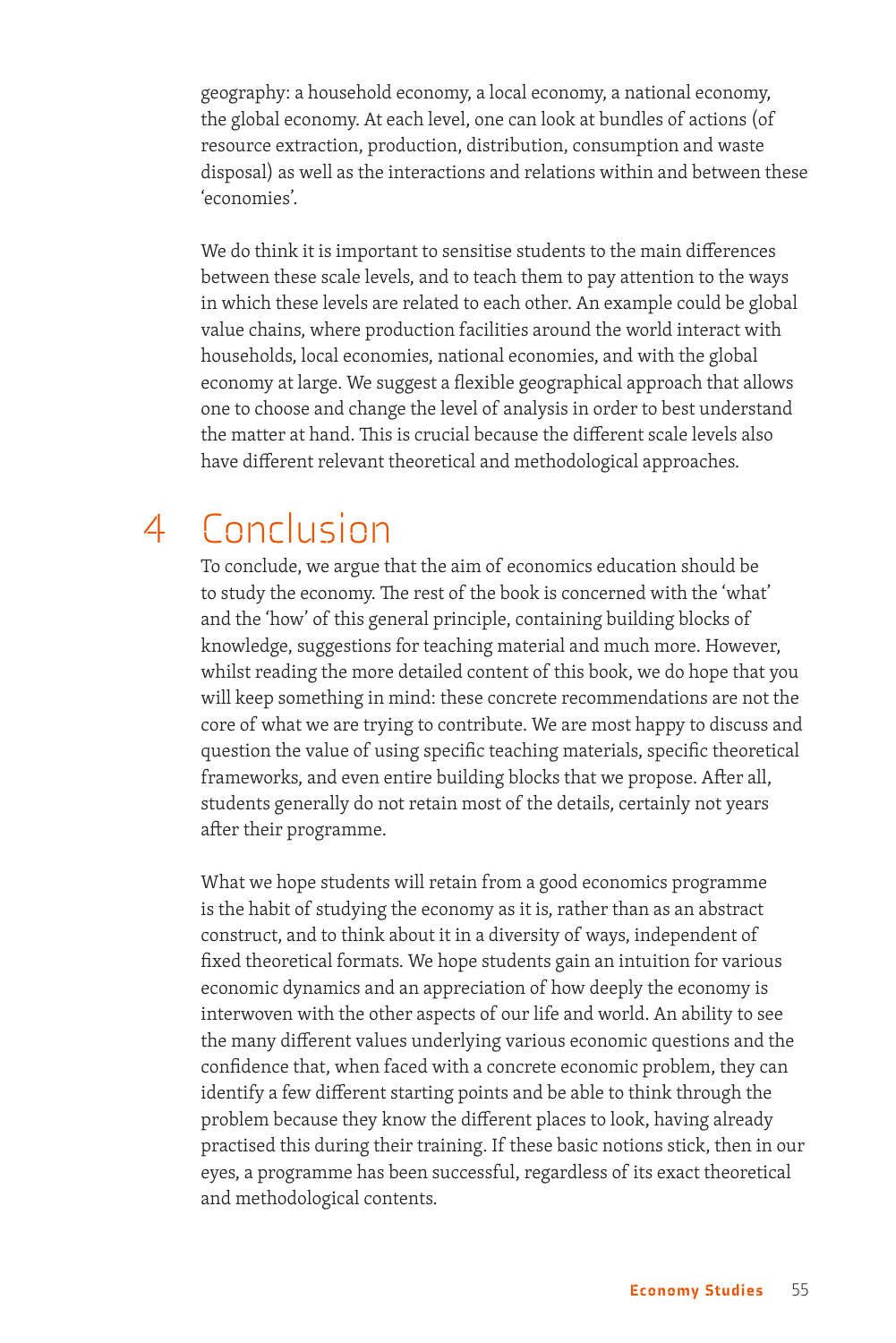geography: a household economy, a local economy, a national economy, the global economy. At each level, one can look at bundles of actions (of resource extraction, production, distribution, consumption and waste disposal) as well as the interactions and relations within and between these 'economies'.

We do think it is important to sensitise students to the main differences between these scale levels, and to teach them to pay attention to the ways in which these levels are related to each other. An example could be global value chains, where production facilities around the world interact with households, local economies, national economies, and with the global economy at large. We suggest a flexible geographical approach that allows one to choose and change the level of analysis in order to best understand the matter at hand. This is crucial because the different scale levels also have different relevant theoretical and methodological approaches.

# 4 Conclusion

To conclude, we argue that the aim of economics education should be to study the economy. The rest of the book is concerned with the 'what' and the 'how' of this general principle, containing building blocks of knowledge, suggestions for teaching material and much more. However, whilst reading the more detailed content of this book, we do hope that you will keep something in mind: these concrete recommendations are not the core of what we are trying to contribute. We are most happy to discuss and question the value of using specific teaching materials, specific theoretical frameworks, and even entire building blocks that we propose. After all, students generally do not retain most of the details, certainly not years after their programme.

What we hope students will retain from a good economics programme is the habit of studying the economy as it is, rather than as an abstract construct, and to think about it in a diversity of ways, independent of fixed theoretical formats. We hope students gain an intuition for various economic dynamics and an appreciation of how deeply the economy is interwoven with the other aspects of our life and world. An ability to see the many different values underlying various economic questions and the confidence that, when faced with a concrete economic problem, they can identify a few different starting points and be able to think through the problem because they know the different places to look, having already practised this during their training. If these basic notions stick, then in our eyes, a programme has been successful, regardless of its exact theoretical and methodological contents.